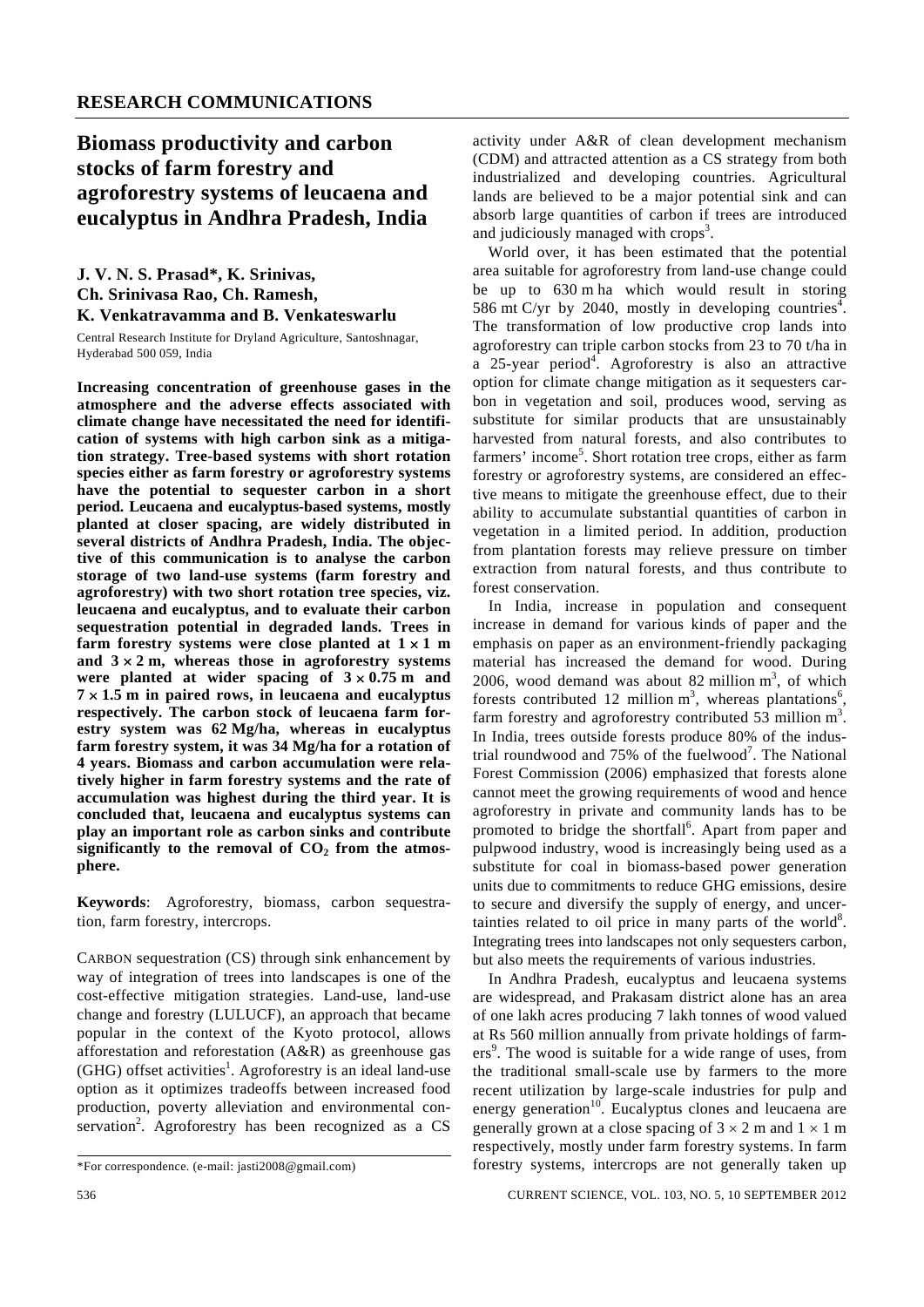# Biomass productivity and carbon stocks of farm forestry and agroforestry systems of leucaena and eucalyptus in Andhra Pradesh, India

**J. V. N. S. Prasad\*, K. Srinivas, Ch. Srinivasa Rao, Ch. Ramesh, K. Venkatravamma and B. Venkateswarlu**

Central Research Institute for Dryland Agriculture, Santoshnagar, Hyderabad 500 059, India

**Increasing concentration of greenhouse gases in the atmosphere and the adverse effects associated with climate change have necessitated the need for identification of systems with high carbon sink as a mitigation strategy. Tree-based systems with short rotation species either as farm forestry or agroforestry systems have the potential to sequester carbon in a short period. Leucaena and eucalyptus-based systems, mostly planted at closer spacing, are widely distributed in several districts of Andhra Pradesh, India. The objective of this communication is to analyse the carbon storage of two land-use systems (farm forestry and agroforestry) with two short rotation tree species, viz. leucaena and eucalyptus, and to evaluate their carbon sequestration potential in degraded lands. Trees in farm forestry systems were close planted at 1 × 1 m and 3 × 2 m, whereas those in agroforestry systems were planted at wider spacing of 3 × 0.75 m and 7 × 1.5 m in paired rows, in leucaena and eucalyptus respectively. The carbon stock of leucaena farm forestry system was 62 Mg/ha, whereas in eucalyptus farm forestry system, it was 34 Mg/ha for a rotation of 4 years. Biomass and carbon accumulation were relatively higher in farm forestry systems and the rate of accumulation was highest during the third year. It is concluded that, leucaena and eucalyptus systems can play an important role as carbon sinks and contribute significantly to the removal of $CO_2$ from the atmosphere.**

**Keywords**: Agroforestry, biomass, carbon sequestration, farm forestry, intercrops.

CARBON sequestration (CS) through sink enhancement by way of integration of trees into landscapes is one of the cost-effective mitigation strategies. Land-use, land-use change and forestry (LULUCF), an approach that became popular in the context of the Kyoto protocol, allows afforestation and reforestation (A&R) as greenhouse gas (GHG) offset activities[1]. Agroforestry is an ideal land-use option as it optimizes tradeoffs between increased food production, poverty alleviation and environmental conservation[2]. Agroforestry has been recognized as a CS activity under A&R of clean development mechanism (CDM) and attracted attention as a CS strategy from both industrialized and developing countries. Agricultural lands are believed to be a major potential sink and can absorb large quantities of carbon if trees are introduced and judiciously managed with crops[3].

World over, it has been estimated that the potential area suitable for agroforestry from land-use change could be up to 630 m ha which would result in storing 586 mt C/yr by 2040, mostly in developing countries[4]. The transformation of low productive crop lands into agroforestry can triple carbon stocks from 23 to 70 t/ha in a 25-year period[4]. Agroforestry is also an attractive option for climate change mitigation as it sequesters carbon in vegetation and soil, produces wood, serving as substitute for similar products that are unsustainably harvested from natural forests, and also contributes to farmers' income[5]. Short rotation tree crops, either as farm forestry or agroforestry systems, are considered an effective means to mitigate the greenhouse effect, due to their ability to accumulate substantial quantities of carbon in vegetation in a limited period. In addition, production from plantation forests may relieve pressure on timber extraction from natural forests, and thus contribute to forest conservation.

In India, increase in population and consequent increase in demand for various kinds of paper and the emphasis on paper as an environment-friendly packaging material has increased the demand for wood. During 2006, wood demand was about 82 million $m^3$, of which forests contributed 12 million $m^3$, whereas plantations[6], farm forestry and agroforestry contributed 53 million $m^3$. In India, trees outside forests produce 80% of the industrial roundwood and 75% of the fuelwood[7]. The National Forest Commission (2006) emphasized that forests alone cannot meet the growing requirements of wood and hence agroforestry in private and community lands has to be promoted to bridge the shortfall[6]. Apart from paper and pulpwood industry, wood is increasingly being used as a substitute for coal in biomass-based power generation units due to commitments to reduce GHG emissions, desire to secure and diversify the supply of energy, and uncertainties related to oil price in many parts of the world[8]. Integrating trees into landscapes not only sequesters carbon, but also meets the requirements of various industries.

In Andhra Pradesh, eucalyptus and leucaena systems are widespread, and Prakasam district alone has an area of one lakh acres producing 7 lakh tonnes of wood valued at Rs 560 million annually from private holdings of farmers[9]. The wood is suitable for a wide range of uses, from the traditional small-scale use by farmers to the more recent utilization by large-scale industries for pulp and energy generation[10]. Eucalyptus clones and leucaena are generally grown at a close spacing of 3 × 2 m and 1 × 1 m respectively, mostly under farm forestry systems. In farm forestry systems, intercrops are not generally taken up

\*For correspondence. (e-mail: jasti2008@gmail.com)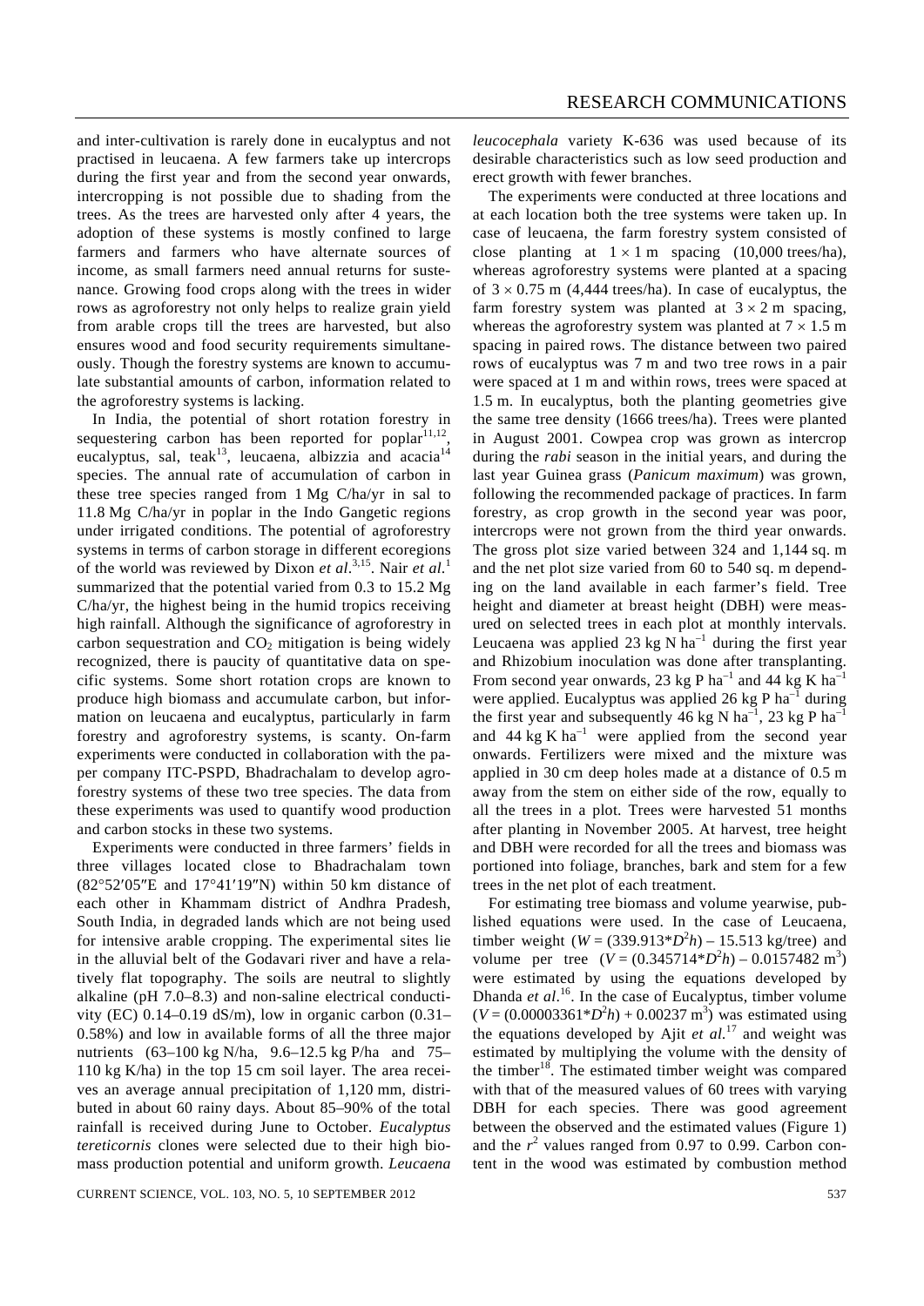and inter-cultivation is rarely done in eucalyptus and not practised in leucaena. A few farmers take up intercrops during the first year and from the second year onwards, intercropping is not possible due to shading from the trees. As the trees are harvested only after 4 years, the adoption of these systems is mostly confined to large farmers and farmers who have alternate sources of income, as small farmers need annual returns for sustenance. Growing food crops along with the trees in wider rows as agroforestry not only helps to realize grain yield from arable crops till the trees are harvested, but also ensures wood and food security requirements simultaneously. Though the forestry systems are known to accumulate substantial amounts of carbon, information related to the agroforestry systems is lacking.

In India, the potential of short rotation forestry in sequestering carbon has been reported for poplar[11,12], eucalyptus, sal, teak[13], leucaena, albizzia and acacia[14] species. The annual rate of accumulation of carbon in these tree species ranged from 1 Mg C/ha/yr in sal to 11.8 Mg C/ha/yr in poplar in the Indo Gangetic regions under irrigated conditions. The potential of agroforestry systems in terms of carbon storage in different ecoregions of the world was reviewed by Dixon *et al.*[3,15]. Nair *et al.*[1] summarized that the potential varied from 0.3 to 15.2 Mg C/ha/yr, the highest being in the humid tropics receiving high rainfall. Although the significance of agroforestry in carbon sequestration and $CO_2$ mitigation is being widely recognized, there is paucity of quantitative data on specific systems. Some short rotation crops are known to produce high biomass and accumulate carbon, but information on leucaena and eucalyptus, particularly in farm forestry and agroforestry systems, is scanty. On-farm experiments were conducted in collaboration with the paper company ITC-PSPD, Bhadrachalam to develop agroforestry systems of these two tree species. The data from these experiments was used to quantify wood production and carbon stocks in these two systems.

Experiments were conducted in three farmers' fields in three villages located close to Bhadrachalam town (82°52′05″E and 17°41′19″N) within 50 km distance of each other in Khammam district of Andhra Pradesh, South India, in degraded lands which are not being used for intensive arable cropping. The experimental sites lie in the alluvial belt of the Godavari river and have a relatively flat topography. The soils are neutral to slightly alkaline (pH 7.0–8.3) and non-saline electrical conductivity (EC) 0.14–0.19 dS/m), low in organic carbon (0.31–0.58%) and low in available forms of all the three major nutrients (63–100 kg N/ha, 9.6–12.5 kg P/ha and 75–110 kg K/ha) in the top 15 cm soil layer. The area receives an average annual precipitation of 1,120 mm, distributed in about 60 rainy days. About 85–90% of the total rainfall is received during June to October. *Eucalyptus tereticornis* clones were selected due to their high biomass production potential and uniform growth. *Leucaena leucocephala* variety K-636 was used because of its desirable characteristics such as low seed production and erect growth with fewer branches.

The experiments were conducted at three locations and at each location both the tree systems were taken up. In case of leucaena, the farm forestry system consisted of close planting at 1 × 1 m spacing (10,000 trees/ha), whereas agroforestry systems were planted at a spacing of 3 × 0.75 m (4,444 trees/ha). In case of eucalyptus, the farm forestry system was planted at 3 × 2 m spacing, whereas the agroforestry system was planted at 7 × 1.5 m spacing in paired rows. The distance between two paired rows of eucalyptus was 7 m and two tree rows in a pair were spaced at 1 m and within rows, trees were spaced at 1.5 m. In eucalyptus, both the planting geometries give the same tree density (1666 trees/ha). Trees were planted in August 2001. Cowpea crop was grown as intercrop during the *rabi* season in the initial years, and during the last year Guinea grass (*Panicum maximum*) was grown, following the recommended package of practices. In farm forestry, as crop growth in the second year was poor, intercrops were not grown from the third year onwards. The gross plot size varied between 324 and 1,144 sq. m and the net plot size varied from 60 to 540 sq. m depending on the land available in each farmer's field. Tree height and diameter at breast height (DBH) were measured on selected trees in each plot at monthly intervals. Leucaena was applied 23 kg N $ha^{-1}$ during the first year and Rhizobium inoculation was done after transplanting. From second year onwards, 23 kg P $ha^{-1}$ and 44 kg K $ha^{-1}$ were applied. Eucalyptus was applied 26 kg P $ha^{-1}$ during the first year and subsequently 46 kg N $ha^{-1}$, 23 kg P $ha^{-1}$ and 44 kg K $ha^{-1}$ were applied from the second year onwards. Fertilizers were mixed and the mixture was applied in 30 cm deep holes made at a distance of 0.5 m away from the stem on either side of the row, equally to all the trees in a plot. Trees were harvested 51 months after planting in November 2005. At harvest, tree height and DBH were recorded for all the trees and biomass was portioned into foliage, branches, bark and stem for a few trees in the net plot of each treatment.

For estimating tree biomass and volume yearwise, published equations were used. In the case of Leucaena, timber weight ($W = (339.913 * D^2 h) - 15.513$ kg/tree) and volume per tree ($V = (0.345714 * D^2 h) - 0.0157482$ $m^3$) were estimated by using the equations developed by Dhanda *et al.*[16]. In the case of Eucalyptus, timber volume ($V = (0.00003361 * D^2 h) + 0.00237$ $m^3$) was estimated using the equations developed by Ajit *et al.*[17] and weight was estimated by multiplying the volume with the density of the timber[18]. The estimated timber weight was compared with that of the measured values of 60 trees with varying DBH for each species. There was good agreement between the observed and the estimated values (Figure 1) and the $r^2$ values ranged from 0.97 to 0.99. Carbon content in the wood was estimated by combustion method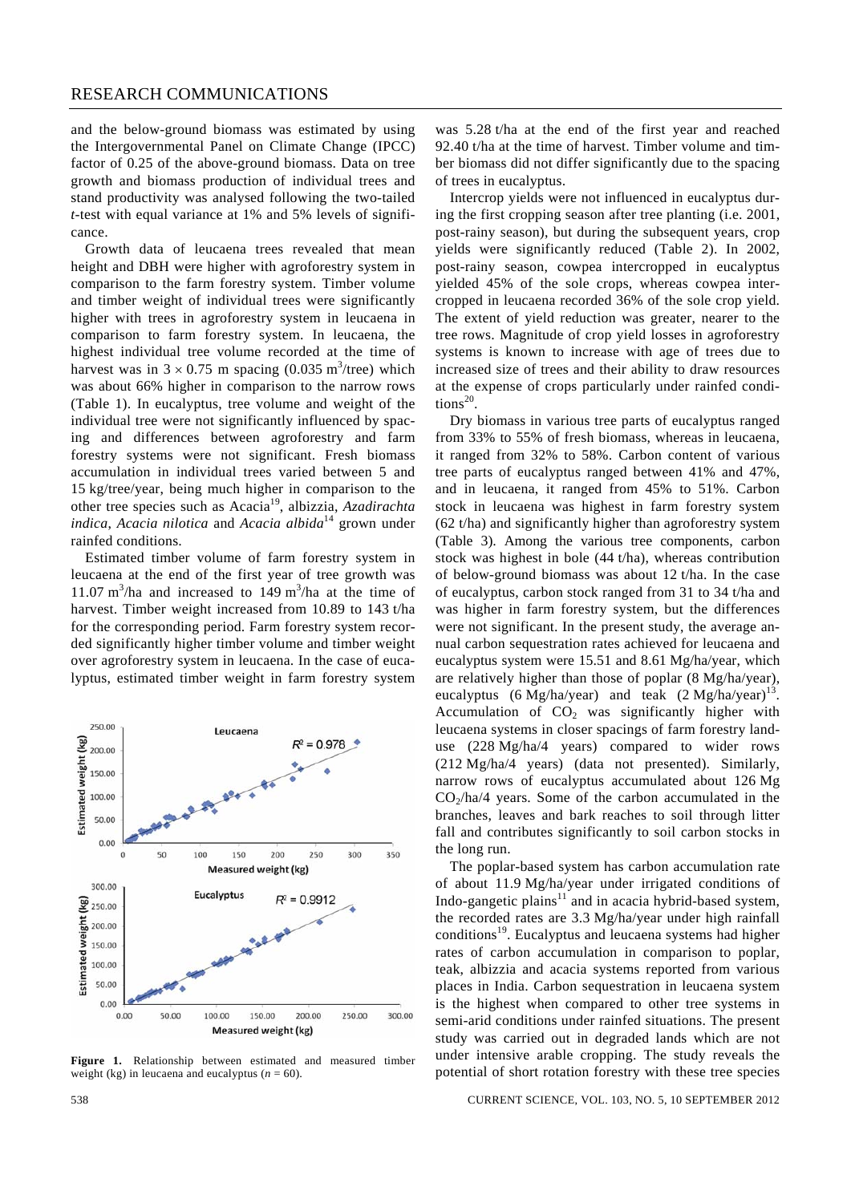and the below-ground biomass was estimated by using the Intergovernmental Panel on Climate Change (IPCC) factor of 0.25 of the above-ground biomass. Data on tree growth and biomass production of individual trees and stand productivity was analysed following the two-tailed *t*-test with equal variance at 1% and 5% levels of significance.

Growth data of leucaena trees revealed that mean height and DBH were higher with agroforestry system in comparison to the farm forestry system. Timber volume and timber weight of individual trees were significantly higher with trees in agroforestry system in leucaena in comparison to farm forestry system. In leucaena, the highest individual tree volume recorded at the time of harvest was in $3 \times 0.75$ m spacing ($0.035$ m$^3$/tree) which was about 66% higher in comparison to the narrow rows (Table 1). In eucalyptus, tree volume and weight of the individual tree were not significantly influenced by spacing and differences between agroforestry and farm forestry systems were not significant. Fresh biomass accumulation in individual trees varied between 5 and 15 kg/tree/year, being much higher in comparison to the other tree species such as Acacia[19], albizzia, *Azadirachta indica*, *Acacia nilotica* and *Acacia albida*[14] grown under rainfed conditions.

Estimated timber volume of farm forestry system in leucaena at the end of the first year of tree growth was 11.07 m$^3$/ha and increased to 149 m$^3$/ha at the time of harvest. Timber weight increased from 10.89 to 143 t/ha for the corresponding period. Farm forestry system recorded significantly higher timber volume and timber weight over agroforestry system in leucaena. In the case of eucalyptus, estimated timber weight in farm forestry system was 5.28 t/ha at the end of the first year and reached 92.40 t/ha at the time of harvest. Timber volume and timber biomass did not differ significantly due to the spacing of trees in eucalyptus.

Leucaena

$R^2 = 0.978$

Estimated weight (kg)

Measured weight (kg)

0.00 50.00 100.00 150.00 200.00 250.00

0 50 100 150 200 250 300 350

Eucalyptus

$R^2 = 0.9912$

Estimated weight (kg)

Measured weight (kg)

0.00 50.00 100.00 150.00 200.00 250.00 300.00

0.00 50.00 100.00 150.00 200.00 250.00 300.00

**Figure 1.** Relationship between estimated and measured timber weight (kg) in leucaena and eucalyptus ($n = 60$).

Intercrop yields were not influenced in eucalyptus during the first cropping season after tree planting (i.e. 2001, post-rainy season), but during the subsequent years, crop yields were significantly reduced (Table 2). In 2002, post-rainy season, cowpea intercropped in eucalyptus yielded 45% of the sole crops, whereas cowpea intercropped in leucaena recorded 36% of the sole crop yield. The extent of yield reduction was greater, nearer to the tree rows. Magnitude of crop yield losses in agroforestry systems is known to increase with age of trees due to increased size of trees and their ability to draw resources at the expense of crops particularly under rainfed conditions[20].

Dry biomass in various tree parts of eucalyptus ranged from 33% to 55% of fresh biomass, whereas in leucaena, it ranged from 32% to 58%. Carbon content of various tree parts of eucalyptus ranged between 41% and 47%, and in leucaena, it ranged from 45% to 51%. Carbon stock in leucaena was highest in farm forestry system (62 t/ha) and significantly higher than agroforestry system (Table 3). Among the various tree components, carbon stock was highest in bole (44 t/ha), whereas contribution of below-ground biomass was about 12 t/ha. In the case of eucalyptus, carbon stock ranged from 31 to 34 t/ha and was higher in farm forestry system, but the differences were not significant. In the present study, the average annual carbon sequestration rates achieved for leucaena and eucalyptus system were 15.51 and 8.61 Mg/ha/year, which are relatively higher than those of poplar (8 Mg/ha/year), eucalyptus (6 Mg/ha/year) and teak (2 Mg/ha/year)[13]. Accumulation of $CO_2$ was significantly higher with leucaena systems in closer spacings of farm forestry landuse (228 Mg/ha/4 years) compared to wider rows (212 Mg/ha/4 years) (data not presented). Similarly, narrow rows of eucalyptus accumulated about 126 Mg $CO_2$/ha/4 years. Some of the carbon accumulated in the branches, leaves and bark reaches to soil through litter fall and contributes significantly to soil carbon stocks in the long run.

The poplar-based system has carbon accumulation rate of about 11.9 Mg/ha/year under irrigated conditions of Indo-gangetic plains[11] and in acacia hybrid-based system, the recorded rates are 3.3 Mg/ha/year under high rainfall conditions[19]. Eucalyptus and leucaena systems had higher rates of carbon accumulation in comparison to poplar, teak, albizzia and acacia systems reported from various places in India. Carbon sequestration in leucaena system is the highest when compared to other tree systems in semi-arid conditions under rainfed situations. The present study was carried out in degraded lands which are not under intensive arable cropping. The study reveals the potential of short rotation forestry with these tree species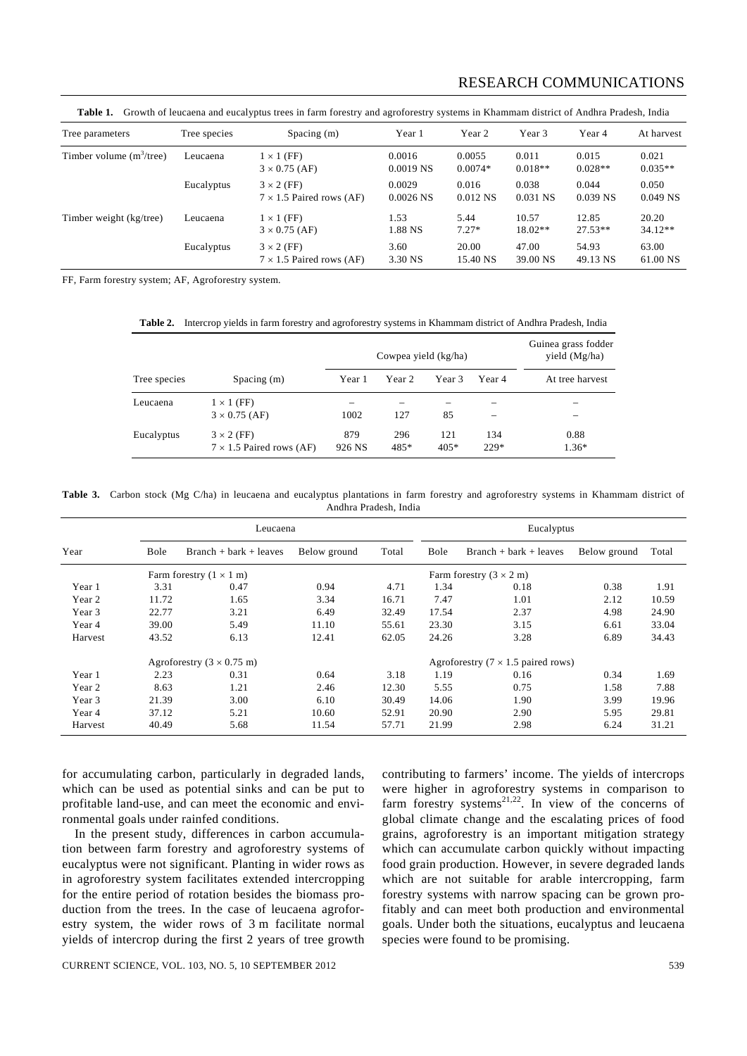**Table 1.** Growth of leucaena and eucalyptus trees in farm forestry and agroforestry systems in Khammam district of Andhra Pradesh, India

| Tree parameters | Tree species | Spacing (m) | Year 1 | Year 2 | Year 3 | Year 4 | At harvest |
|---|---|---|---|---|---|---|---|
| Timber volume ($m^3$/tree) | Leucaena | 1 × 1 (FF) | 0.0016 | 0.0055 | 0.011 | 0.015 | 0.021 |
| | | 3 × 0.75 (AF) | 0.0019 NS | 0.0074* | 0.018** | 0.028** | 0.035** |
| | Eucalyptus | 3 × 2 (FF) | 0.0029 | 0.016 | 0.038 | 0.044 | 0.050 |
| | | 7 × 1.5 Paired rows (AF) | 0.0026 NS | 0.012 NS | 0.031 NS | 0.039 NS | 0.049 NS |
| Timber weight (kg/tree) | Leucaena | 1 × 1 (FF) | 1.53 | 5.44 | 10.57 | 12.85 | 20.20 |
| | | 3 × 0.75 (AF) | 1.88 NS | 7.27* | 18.02** | 27.53** | 34.12** |
| | Eucalyptus | 3 × 2 (FF) | 3.60 | 20.00 | 47.00 | 54.93 | 63.00 |
| | | 7 × 1.5 Paired rows (AF) | 3.30 NS | 15.40 NS | 39.00 NS | 49.13 NS | 61.00 NS |

FF, Farm forestry system; AF, Agroforestry system.

**Table 2.** Intercrop yields in farm forestry and agroforestry systems in Khammam district of Andhra Pradesh, India

| | | Cowpea yield (kg/ha) | | | | Guinea grass fodder yield (Mg/ha) |
|---|---|---|---|---|---|---|
| Tree species | Spacing (m) | Year 1 | Year 2 | Year 3 | Year 4 | At tree harvest |
| Leucaena | 1 × 1 (FF) | – | – | – | – | – |
| | 3 × 0.75 (AF) | 1002 | 127 | 85 | – | – |
| Eucalyptus | 3 × 2 (FF) | 879 | 296 | 121 | 134 | 0.88 |
| | 7 × 1.5 Paired rows (AF) | 926 NS | 485* | 405* | 229* | 1.36* |

**Table 3.** Carbon stock (Mg C/ha) in leucaena and eucalyptus plantations in farm forestry and agroforestry systems in Khammam district of Andhra Pradesh, India

| | Leucaena | | | | Eucalyptus | | | |
|---|---|---|---|---|---|---|---|---|
| Year | Bole | Branch + bark + leaves | Below ground | Total | Bole | Branch + bark + leaves | Below ground | Total |
| | Farm forestry (1 × 1 m) | | | | Farm forestry (3 × 2 m) | | | |
| Year 1 | 3.31 | 0.47 | 0.94 | 4.71 | 1.34 | 0.18 | 0.38 | 1.91 |
| Year 2 | 11.72 | 1.65 | 3.34 | 16.71 | 7.47 | 1.01 | 2.12 | 10.59 |
| Year 3 | 22.77 | 3.21 | 6.49 | 32.49 | 17.54 | 2.37 | 4.98 | 24.90 |
| Year 4 | 39.00 | 5.49 | 11.10 | 55.61 | 23.30 | 3.15 | 6.61 | 33.04 |
| Harvest | 43.52 | 6.13 | 12.41 | 62.05 | 24.26 | 3.28 | 6.89 | 34.43 |
| | Agroforestry (3 × 0.75 m) | | | | Agroforestry (7 × 1.5 paired rows) | | | |
| Year 1 | 2.23 | 0.31 | 0.64 | 3.18 | 1.19 | 0.16 | 0.34 | 1.69 |
| Year 2 | 8.63 | 1.21 | 2.46 | 12.30 | 5.55 | 0.75 | 1.58 | 7.88 |
| Year 3 | 21.39 | 3.00 | 6.10 | 30.49 | 14.06 | 1.90 | 3.99 | 19.96 |
| Year 4 | 37.12 | 5.21 | 10.60 | 52.91 | 20.90 | 2.90 | 5.95 | 29.81 |
| Harvest | 40.49 | 5.68 | 11.54 | 57.71 | 21.99 | 2.98 | 6.24 | 31.21 |

for accumulating carbon, particularly in degraded lands, which can be used as potential sinks and can be put to profitable land-use, and can meet the economic and environmental goals under rainfed conditions.

In the present study, differences in carbon accumulation between farm forestry and agroforestry systems of eucalyptus were not significant. Planting in wider rows as in agroforestry system facilitates extended intercropping for the entire period of rotation besides the biomass production from the trees. In the case of leucaena agroforestry system, the wider rows of 3 m facilitate normal yields of intercrop during the first 2 years of tree growth contributing to farmers' income. The yields of intercrops were higher in agroforestry systems in comparison to farm forestry systems[21,22]. In view of the concerns of global climate change and the escalating prices of food grains, agroforestry is an important mitigation strategy which can accumulate carbon quickly without impacting food grain production. However, in severe degraded lands which are not suitable for arable intercropping, farm forestry systems with narrow spacing can be grown profitably and can meet both production and environmental goals. Under both the situations, eucalyptus and leucaena species were found to be promising.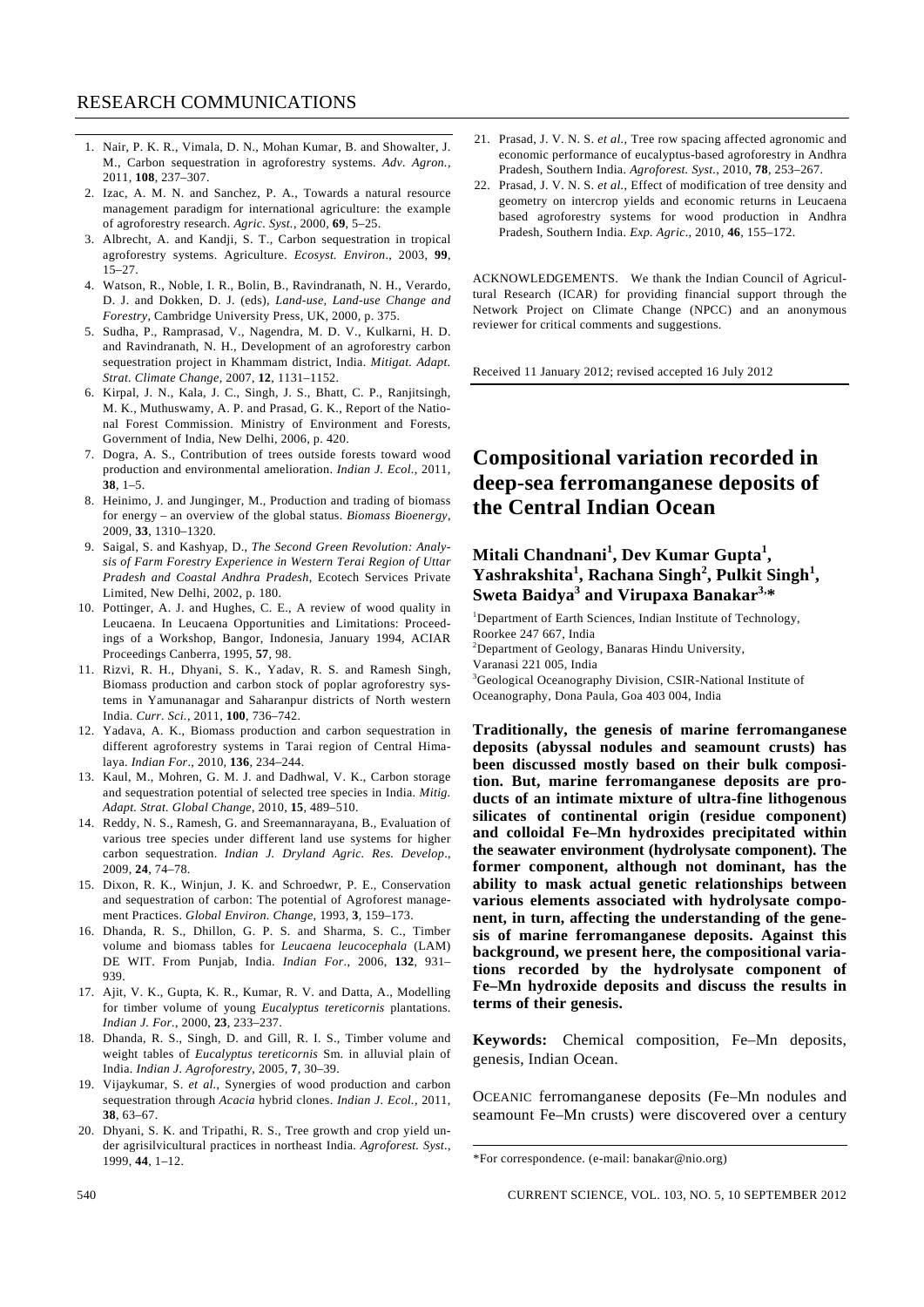1. Nair, P. K. R., Vimala, D. N., Mohan Kumar, B. and Showalter, J. M., Carbon sequestration in agroforestry systems. *Adv. Agron.*, 2011, **108**, 237–307.
2. Izac, A. M. N. and Sanchez, P. A., Towards a natural resource management paradigm for international agriculture: the example of agroforestry research. *Agric. Syst.*, 2000, **69**, 5–25.
3. Albrecht, A. and Kandji, S. T., Carbon sequestration in tropical agroforestry systems. Agriculture. *Ecosyst. Environ.*, 2003, **99**, 15–27.
4. Watson, R., Noble, I. R., Bolin, B., Ravindranath, N. H., Verardo, D. J. and Dokken, D. J. (eds), *Land-use, Land-use Change and Forestry*, Cambridge University Press, UK, 2000, p. 375.
5. Sudha, P., Ramprasad, V., Nagendra, M. D. V., Kulkarni, H. D. and Ravindranath, N. H., Development of an agroforestry carbon sequestration project in Khammam district, India. *Mitigat. Adapt. Strat. Climate Change*, 2007, **12**, 1131–1152.
6. Kirpal, J. N., Kala, J. C., Singh, J. S., Bhatt, C. P., Ranjitsingh, M. K., Muthuswamy, A. P. and Prasad, G. K., Report of the National Forest Commission. Ministry of Environment and Forests, Government of India, New Delhi, 2006, p. 420.
7. Dogra, A. S., Contribution of trees outside forests toward wood production and environmental amelioration. *Indian J. Ecol.*, 2011, **38**, 1–5.
8. Heinimo, J. and Junginger, M., Production and trading of biomass for energy – an overview of the global status. *Biomass Bioenergy*, 2009, **33**, 1310–1320.
9. Saigal, S. and Kashyap, D., *The Second Green Revolution: Analysis of Farm Forestry Experience in Western Terai Region of Uttar Pradesh and Coastal Andhra Pradesh*, Ecotech Services Private Limited, New Delhi, 2002, p. 180.
10. Pottinger, A. J. and Hughes, C. E., A review of wood quality in Leucaena. In Leucaena Opportunities and Limitations: Proceedings of a Workshop, Bangor, Indonesia, January 1994, ACIAR Proceedings Canberra, 1995, **57**, 98.
11. Rizvi, R. H., Dhyani, S. K., Yadav, R. S. and Ramesh Singh, Biomass production and carbon stock of poplar agroforestry systems in Yamunanagar and Saharanpur districts of North western India. *Curr. Sci.*, 2011, **100**, 736–742.
12. Yadava, A. K., Biomass production and carbon sequestration in different agroforestry systems in Tarai region of Central Himalaya. *Indian For.*, 2010, **136**, 234–244.
13. Kaul, M., Mohren, G. M. J. and Dadhwal, V. K., Carbon storage and sequestration potential of selected tree species in India. *Mitig. Adapt. Strat. Global Change*, 2010, **15**, 489–510.
14. Reddy, N. S., Ramesh, G. and Sreemannarayana, B., Evaluation of various tree species under different land use systems for higher carbon sequestration. *Indian J. Dryland Agric. Res. Develop.*, 2009, **24**, 74–78.
15. Dixon, R. K., Winjun, J. K. and Schroedwr, P. E., Conservation and sequestration of carbon: The potential of Agroforest management Practices. *Global Environ. Change*, 1993, **3**, 159–173.
16. Dhanda, R. S., Dhillon, G. P. S. and Sharma, S. C., Timber volume and biomass tables for *Leucaena leucocephala* (LAM) DE WIT. From Punjab, India. *Indian For.*, 2006, **132**, 931–939.
17. Ajit, V. K., Gupta, K. R., Kumar, R. V. and Datta, A., Modelling for timber volume of young *Eucalyptus tereticornis* plantations. *Indian J. For.*, 2000, **23**, 233–237.
18. Dhanda, R. S., Singh, D. and Gill, R. I. S., Timber volume and weight tables of *Eucalyptus tereticornis* Sm. in alluvial plain of India. *Indian J. Agroforestry*, 2005, **7**, 30–39.
19. Vijaykumar, S. *et al.*, Synergies of wood production and carbon sequestration through *Acacia* hybrid clones. *Indian J. Ecol.*, 2011, **38**, 63–67.
20. Dhyani, S. K. and Tripathi, R. S., Tree growth and crop yield under agrisilvicultural practices in northeast India. *Agroforest. Syst.*, 1999, **44**, 1–12.
21. Prasad, J. V. N. S. *et al.*, Tree row spacing affected agronomic and economic performance of eucalyptus-based agroforestry in Andhra Pradesh, Southern India. *Agroforest. Syst.*, 2010, **78**, 253–267.
22. Prasad, J. V. N. S. *et al.*, Effect of modification of tree density and geometry on intercrop yields and economic returns in Leucaena based agroforestry systems for wood production in Andhra Pradesh, Southern India. *Exp. Agric.*, 2010, **46**, 155–172.

ACKNOWLEDGEMENTS. We thank the Indian Council of Agricultural Research (ICAR) for providing financial support through the Network Project on Climate Change (NPCC) and an anonymous reviewer for critical comments and suggestions.

Received 11 January 2012; revised accepted 16 July 2012

# Compositional variation recorded in deep-sea ferromanganese deposits of the Central Indian Ocean

**Mitali Chandnani[1], Dev Kumar Gupta[1], Yashrakshita[1], Rachana Singh[2], Pulkit Singh[1], Sweta Baidya[3] and Virupaxa Banakar[3,*]**

[1]Department of Earth Sciences, Indian Institute of Technology, Roorkee 247 667, India
[2]Department of Geology, Banaras Hindu University, Varanasi 221 005, India
[3]Geological Oceanography Division, CSIR-National Institute of Oceanography, Dona Paula, Goa 403 004, India

**Traditionally, the genesis of marine ferromanganese deposits (abyssal nodules and seamount crusts) has been discussed mostly based on their bulk composition. But, marine ferromanganese deposits are products of an intimate mixture of ultra-fine lithogenous silicates of continental origin (residue component) and colloidal Fe–Mn hydroxides precipitated within the seawater environment (hydrolysate component). The former component, although not dominant, has the ability to mask actual genetic relationships between various elements associated with hydrolysate component, in turn, affecting the understanding of the genesis of marine ferromanganese deposits. Against this background, we present here, the compositional variations recorded by the hydrolysate component of Fe–Mn hydroxide deposits and discuss the results in terms of their genesis.**

**Keywords:** Chemical composition, Fe–Mn deposits, genesis, Indian Ocean.

OCEANIC ferromanganese deposits (Fe–Mn nodules and seamount Fe–Mn crusts) were discovered over a century

*For correspondence. (e-mail: banakar@nio.org)